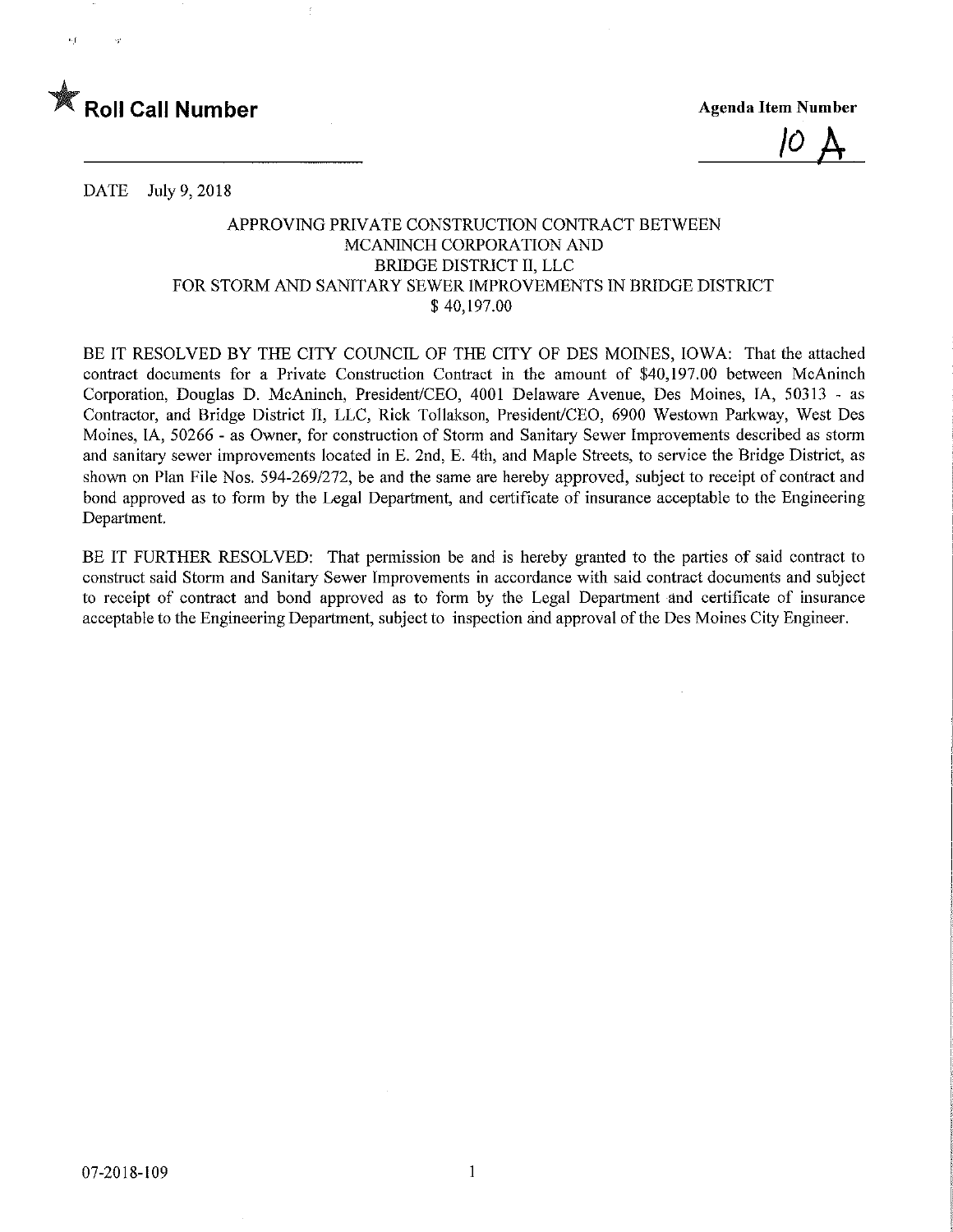★ **Roll Call Number**

**Agenda Item Number**

10 A

DATE July 9, 2018

APPROVING PRIVATE CONSTRUCTION CONTRACT BETWEEN
MCANINCH CORPORATION AND
BRIDGE DISTRICT II, LLC
FOR STORM AND SANITARY SEWER IMPROVEMENTS IN BRIDGE DISTRICT
$ 40,197.00

BE IT RESOLVED BY THE CITY COUNCIL OF THE CITY OF DES MOINES, IOWA: That the attached contract documents for a Private Construction Contract in the amount of $40,197.00 between McAninch Corporation, Douglas D. McAninch, President/CEO, 4001 Delaware Avenue, Des Moines, IA, 50313 - as Contractor, and Bridge District II, LLC, Rick Tollakson, President/CEO, 6900 Westown Parkway, West Des Moines, IA, 50266 - as Owner, for construction of Storm and Sanitary Sewer Improvements described as storm and sanitary sewer improvements located in E. 2nd, E. 4th, and Maple Streets, to service the Bridge District, as shown on Plan File Nos. 594-269/272, be and the same are hereby approved, subject to receipt of contract and bond approved as to form by the Legal Department, and certificate of insurance acceptable to the Engineering Department.

BE IT FURTHER RESOLVED: That permission be and is hereby granted to the parties of said contract to construct said Storm and Sanitary Sewer Improvements in accordance with said contract documents and subject to receipt of contract and bond approved as to form by the Legal Department and certificate of insurance acceptable to the Engineering Department, subject to inspection and approval of the Des Moines City Engineer.

07-2018-109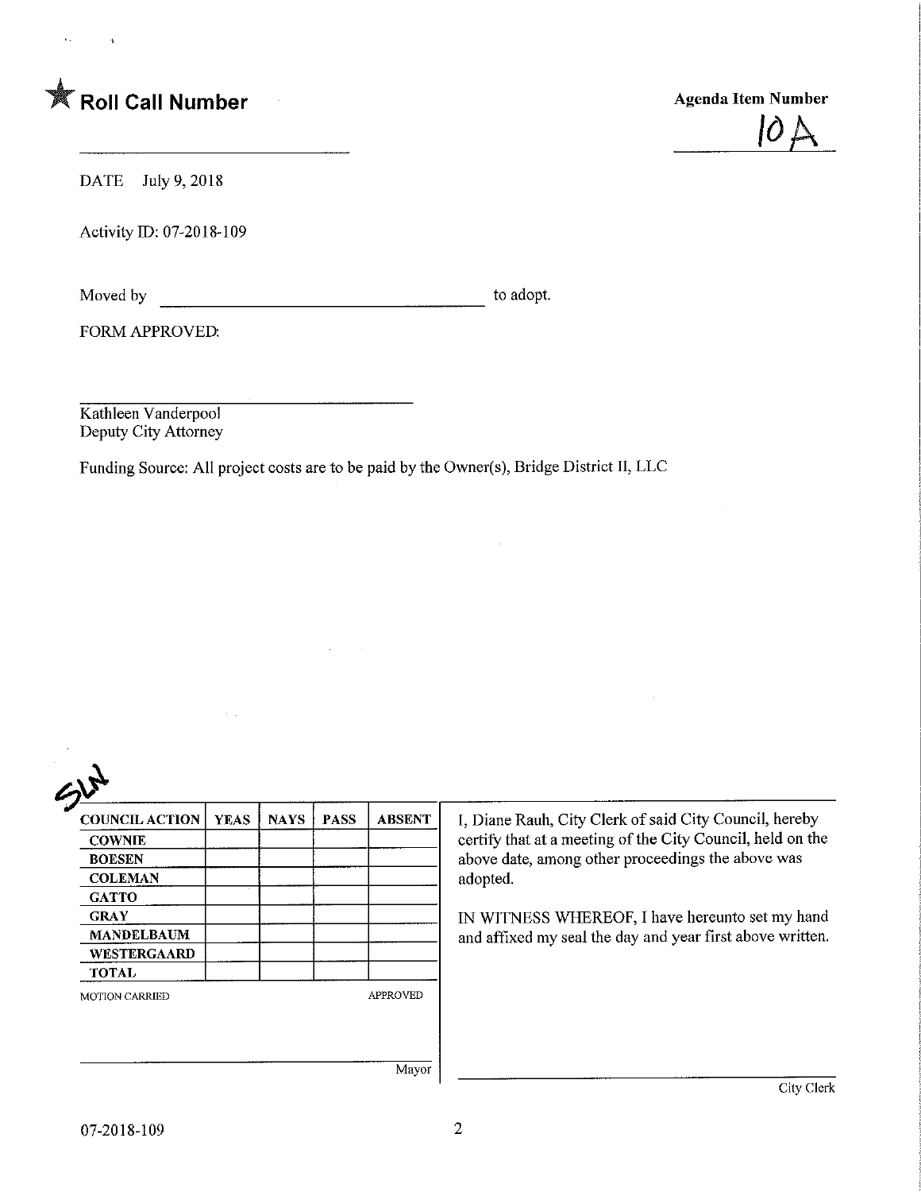★ **Roll Call Number**

**Agenda Item Number**

10A

DATE July 9, 2018

Activity ID: 07-2018-109

Moved by _________________________________ to adopt.

FORM APPROVED:

_________________________________
Kathleen Vanderpool
Deputy City Attorney

Funding Source: All project costs are to be paid by the Owner(s), Bridge District II, LLC

SW

| COUNCIL ACTION | YEAS | NAYS | PASS | ABSENT |
|---|---|---|---|---|
| COWNIE | | | | |
| BOESEN | | | | |
| COLEMAN | | | | |
| GATTO | | | | |
| GRAY | | | | |
| MANDELBAUM | | | | |
| WESTERGAARD | | | | |
| TOTAL | | | | |

MOTION CARRIED APPROVED

_________________________________
Mayor

I, Diane Rauh, City Clerk of said City Council, hereby certify that at a meeting of the City Council, held on the above date, among other proceedings the above was adopted.

IN WITNESS WHEREOF, I have hereunto set my hand and affixed my seal the day and year first above written.

_________________________________
City Clerk

07-2018-109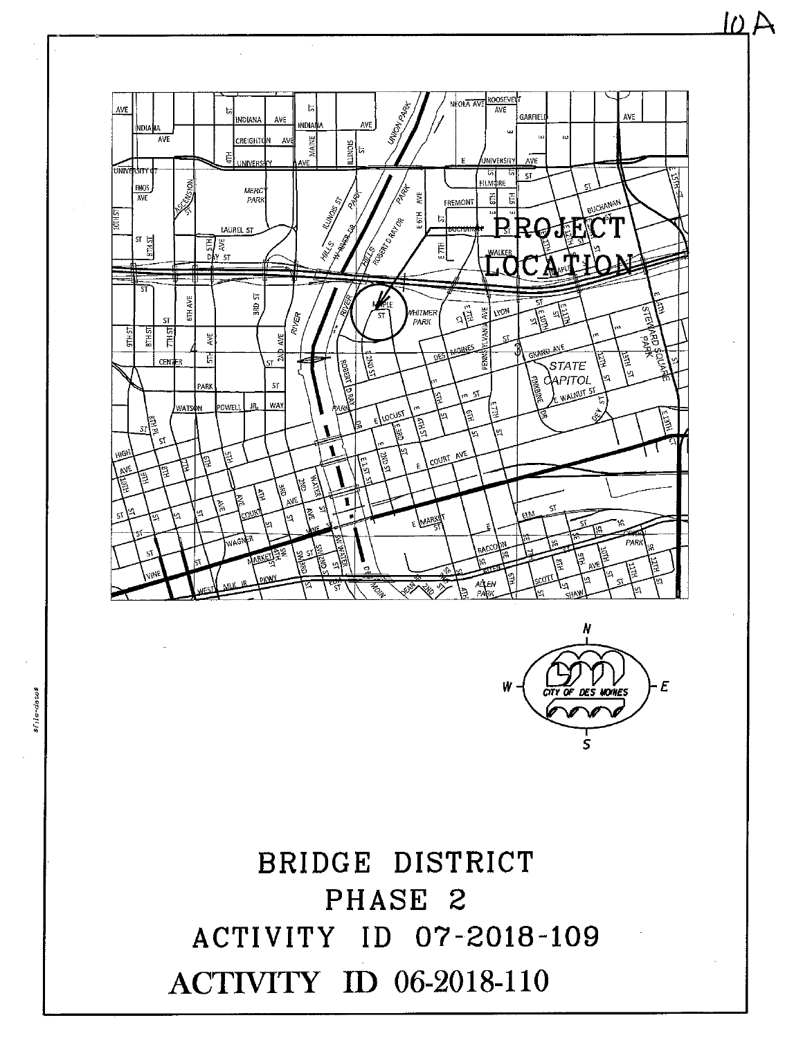10A

PROJECT LOCATION

# BRIDGE DISTRICT
# PHASE 2
# ACTIVITY ID 07-2018-109
# ACTIVITY ID 06-2018-110